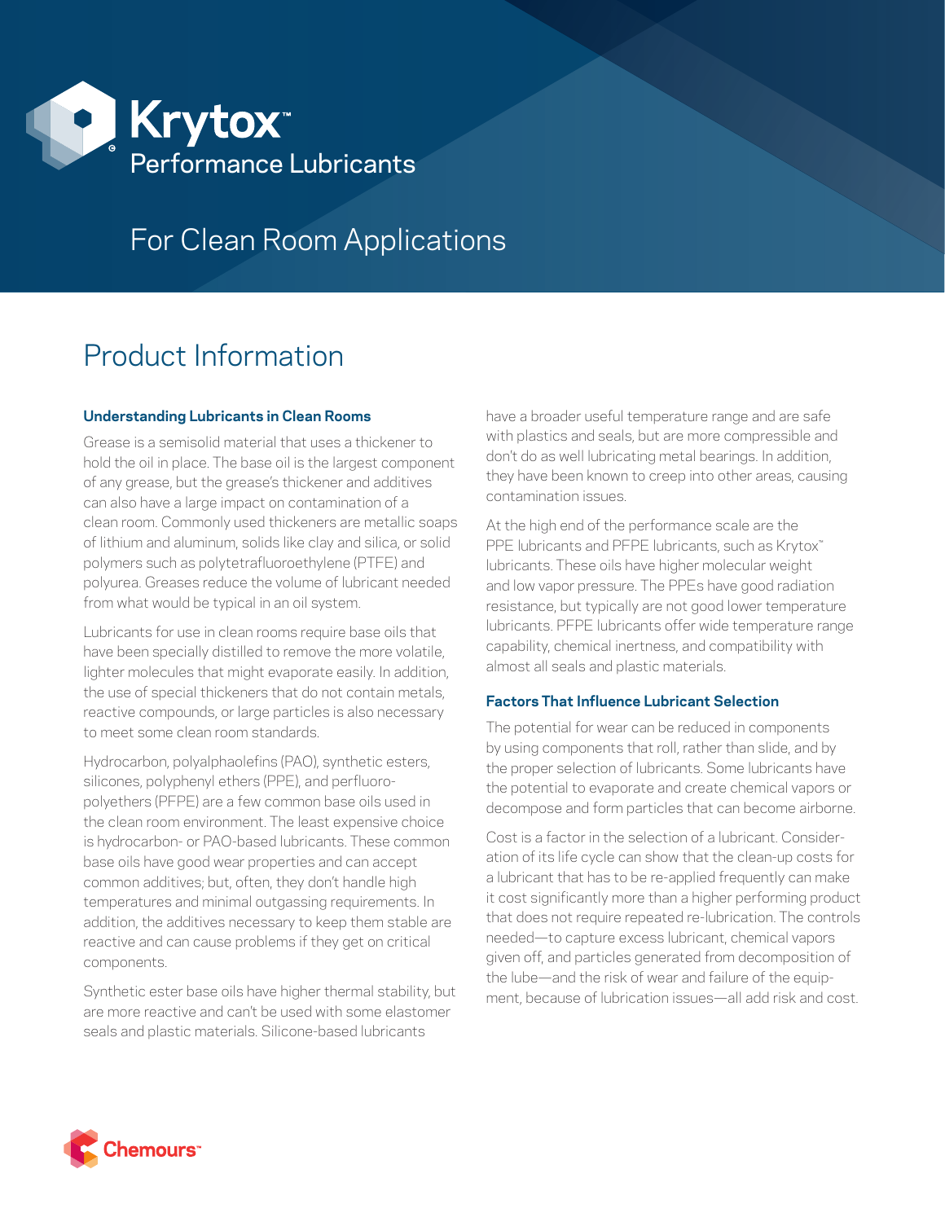# Krytox™ Performance Lubricants

## For Clean Room Applications

# Product Information

### Understanding Lubricants in Clean Rooms

Grease is a semisolid material that uses a thickener to hold the oil in place. The base oil is the largest component of any grease, but the grease's thickener and additives can also have a large impact on contamination of a clean room. Commonly used thickeners are metallic soaps of lithium and aluminum, solids like clay and silica, or solid polymers such as polytetrafluoroethylene (PTFE) and polyurea. Greases reduce the volume of lubricant needed from what would be typical in an oil system.

Lubricants for use in clean rooms require base oils that have been specially distilled to remove the more volatile, lighter molecules that might evaporate easily. In addition, the use of special thickeners that do not contain metals, reactive compounds, or large particles is also necessary to meet some clean room standards.

Hydrocarbon, polyalphaolefins (PAO), synthetic esters, silicones, polyphenyl ethers (PPE), and perfluoropolyethers (PFPE) are a few common base oils used in the clean room environment. The least expensive choice is hydrocarbon- or PAO-based lubricants. These common base oils have good wear properties and can accept common additives; but, often, they don't handle high temperatures and minimal outgassing requirements. In addition, the additives necessary to keep them stable are reactive and can cause problems if they get on critical components.

Synthetic ester base oils have higher thermal stability, but are more reactive and can't be used with some elastomer seals and plastic materials. Silicone-based lubricants have a broader useful temperature range and are safe with plastics and seals, but are more compressible and don't do as well lubricating metal bearings. In addition, they have been known to creep into other areas, causing contamination issues.

At the high end of the performance scale are the PPE lubricants and PFPE lubricants, such as Krytox™ lubricants. These oils have higher molecular weight and low vapor pressure. The PPEs have good radiation resistance, but typically are not good lower temperature lubricants. PFPE lubricants offer wide temperature range capability, chemical inertness, and compatibility with almost all seals and plastic materials.

### Factors That Influence Lubricant Selection

The potential for wear can be reduced in components by using components that roll, rather than slide, and by the proper selection of lubricants. Some lubricants have the potential to evaporate and create chemical vapors or decompose and form particles that can become airborne.

Cost is a factor in the selection of a lubricant. Consideration of its life cycle can show that the clean-up costs for a lubricant that has to be re-applied frequently can make it cost significantly more than a higher performing product that does not require repeated re-lubrication. The controls needed—to capture excess lubricant, chemical vapors given off, and particles generated from decomposition of the lube—and the risk of wear and failure of the equipment, because of lubrication issues—all add risk and cost.

Chemours™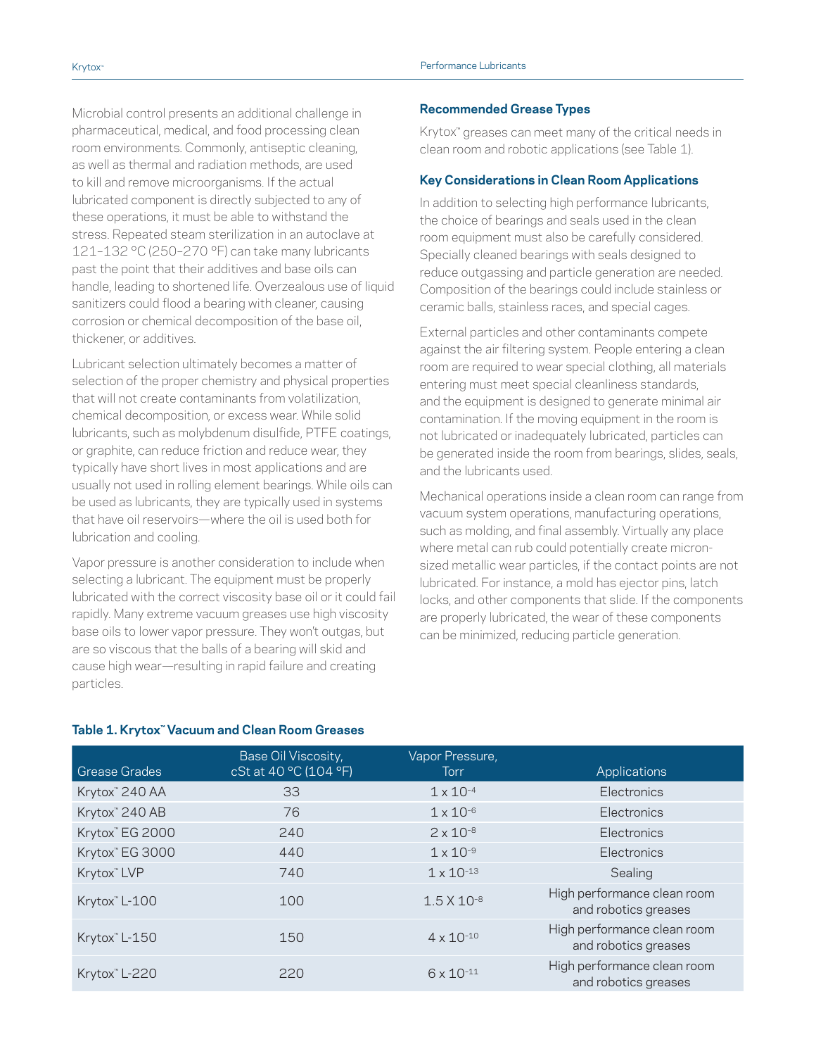Microbial control presents an additional challenge in pharmaceutical, medical, and food processing clean room environments. Commonly, antiseptic cleaning, as well as thermal and radiation methods, are used to kill and remove microorganisms. If the actual lubricated component is directly subjected to any of these operations, it must be able to withstand the stress. Repeated steam sterilization in an autoclave at 121–132 °C (250–270 °F) can take many lubricants past the point that their additives and base oils can handle, leading to shortened life. Overzealous use of liquid sanitizers could flood a bearing with cleaner, causing corrosion or chemical decomposition of the base oil, thickener, or additives.

Lubricant selection ultimately becomes a matter of selection of the proper chemistry and physical properties that will not create contaminants from volatilization, chemical decomposition, or excess wear. While solid lubricants, such as molybdenum disulfide, PTFE coatings, or graphite, can reduce friction and reduce wear, they typically have short lives in most applications and are usually not used in rolling element bearings. While oils can be used as lubricants, they are typically used in systems that have oil reservoirs—where the oil is used both for lubrication and cooling.

Vapor pressure is another consideration to include when selecting a lubricant. The equipment must be properly lubricated with the correct viscosity base oil or it could fail rapidly. Many extreme vacuum greases use high viscosity base oils to lower vapor pressure. They won't outgas, but are so viscous that the balls of a bearing will skid and cause high wear—resulting in rapid failure and creating particles.

### Recommended Grease Types

Krytox™ greases can meet many of the critical needs in clean room and robotic applications (see Table 1).

### Key Considerations in Clean Room Applications

In addition to selecting high performance lubricants, the choice of bearings and seals used in the clean room equipment must also be carefully considered. Specially cleaned bearings with seals designed to reduce outgassing and particle generation are needed. Composition of the bearings could include stainless or ceramic balls, stainless races, and special cages.

External particles and other contaminants compete against the air filtering system. People entering a clean room are required to wear special clothing, all materials entering must meet special cleanliness standards, and the equipment is designed to generate minimal air contamination. If the moving equipment in the room is not lubricated or inadequately lubricated, particles can be generated inside the room from bearings, slides, seals, and the lubricants used.

Mechanical operations inside a clean room can range from vacuum system operations, manufacturing operations, such as molding, and final assembly. Virtually any place where metal can rub could potentially create micron-sized metallic wear particles, if the contact points are not lubricated. For instance, a mold has ejector pins, latch locks, and other components that slide. If the components are properly lubricated, the wear of these components can be minimized, reducing particle generation.

**Table 1. Krytox™ Vacuum and Clean Room Greases**

| Grease Grades | Base Oil Viscosity, cSt at 40 °C (104 °F) | Vapor Pressure, Torr | Applications |
|---|---|---|---|
| Krytox™ 240 AA | 33 | $1 \times 10^{-4}$ | Electronics |
| Krytox™ 240 AB | 76 | $1 \times 10^{-6}$ | Electronics |
| Krytox™ EG 2000 | 240 | $2 \times 10^{-8}$ | Electronics |
| Krytox™ EG 3000 | 440 | $1 \times 10^{-9}$ | Electronics |
| Krytox™ LVP | 740 | $1 \times 10^{-13}$ | Sealing |
| Krytox™ L-100 | 100 | $1.5 \times 10^{-8}$ | High performance clean room and robotics greases |
| Krytox™ L-150 | 150 | $4 \times 10^{-10}$ | High performance clean room and robotics greases |
| Krytox™ L-220 | 220 | $6 \times 10^{-11}$ | High performance clean room and robotics greases |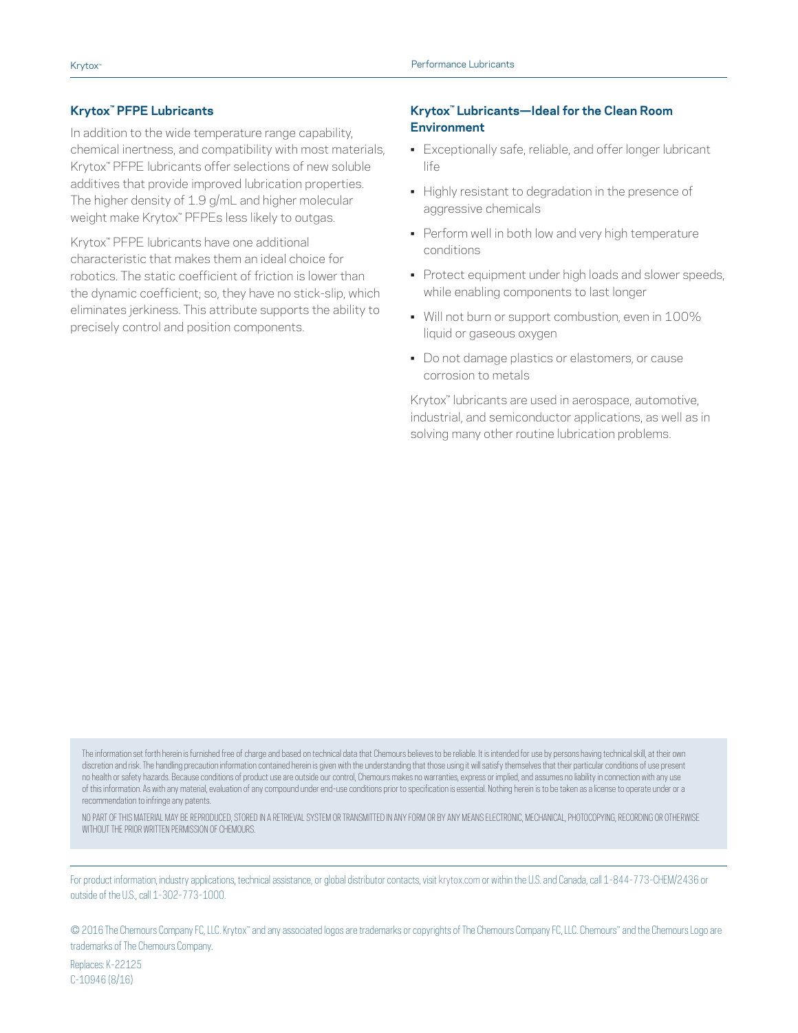## Krytox™ PFPE Lubricants

In addition to the wide temperature range capability, chemical inertness, and compatibility with most materials, Krytox™ PFPE lubricants offer selections of new soluble additives that provide improved lubrication properties. The higher density of 1.9 g/mL and higher molecular weight make Krytox™ PFPEs less likely to outgas.

Krytox™ PFPE lubricants have one additional characteristic that makes them an ideal choice for robotics. The static coefficient of friction is lower than the dynamic coefficient; so, they have no stick-slip, which eliminates jerkiness. This attribute supports the ability to precisely control and position components.

## Krytox™ Lubricants—Ideal for the Clean Room Environment

- Exceptionally safe, reliable, and offer longer lubricant life
- Highly resistant to degradation in the presence of aggressive chemicals
- Perform well in both low and very high temperature conditions
- Protect equipment under high loads and slower speeds, while enabling components to last longer
- Will not burn or support combustion, even in 100% liquid or gaseous oxygen
- Do not damage plastics or elastomers, or cause corrosion to metals

Krytox™ lubricants are used in aerospace, automotive, industrial, and semiconductor applications, as well as in solving many other routine lubrication problems.

The information set forth herein is furnished free of charge and based on technical data that Chemours believes to be reliable. It is intended for use by persons having technical skill, at their own discretion and risk. The handling precaution information contained herein is given with the understanding that those using it will satisfy themselves that their particular conditions of use present no health or safety hazards. Because conditions of product use are outside our control, Chemours makes no warranties, express or implied, and assumes no liability in connection with any use of this information. As with any material, evaluation of any compound under end-use conditions prior to specification is essential. Nothing herein is to be taken as a license to operate under or a recommendation to infringe any patents.

NO PART OF THIS MATERIAL MAY BE REPRODUCED, STORED IN A RETRIEVAL SYSTEM OR TRANSMITTED IN ANY FORM OR BY ANY MEANS ELECTRONIC, MECHANICAL, PHOTOCOPYING, RECORDING OR OTHERWISE WITHOUT THE PRIOR WRITTEN PERMISSION OF CHEMOURS.

For product information, industry applications, technical assistance, or global distributor contacts, visit krytox.com or within the U.S. and Canada, call 1-844-773-CHEM/2436 or outside of the U.S., call 1-302-773-1000.

© 2016 The Chemours Company FC, LLC. Krytox™ and any associated logos are trademarks or copyrights of The Chemours Company FC, LLC. Chemours™ and the Chemours Logo are trademarks of The Chemours Company.

Replaces: K-22125
C-10946 (8/16)